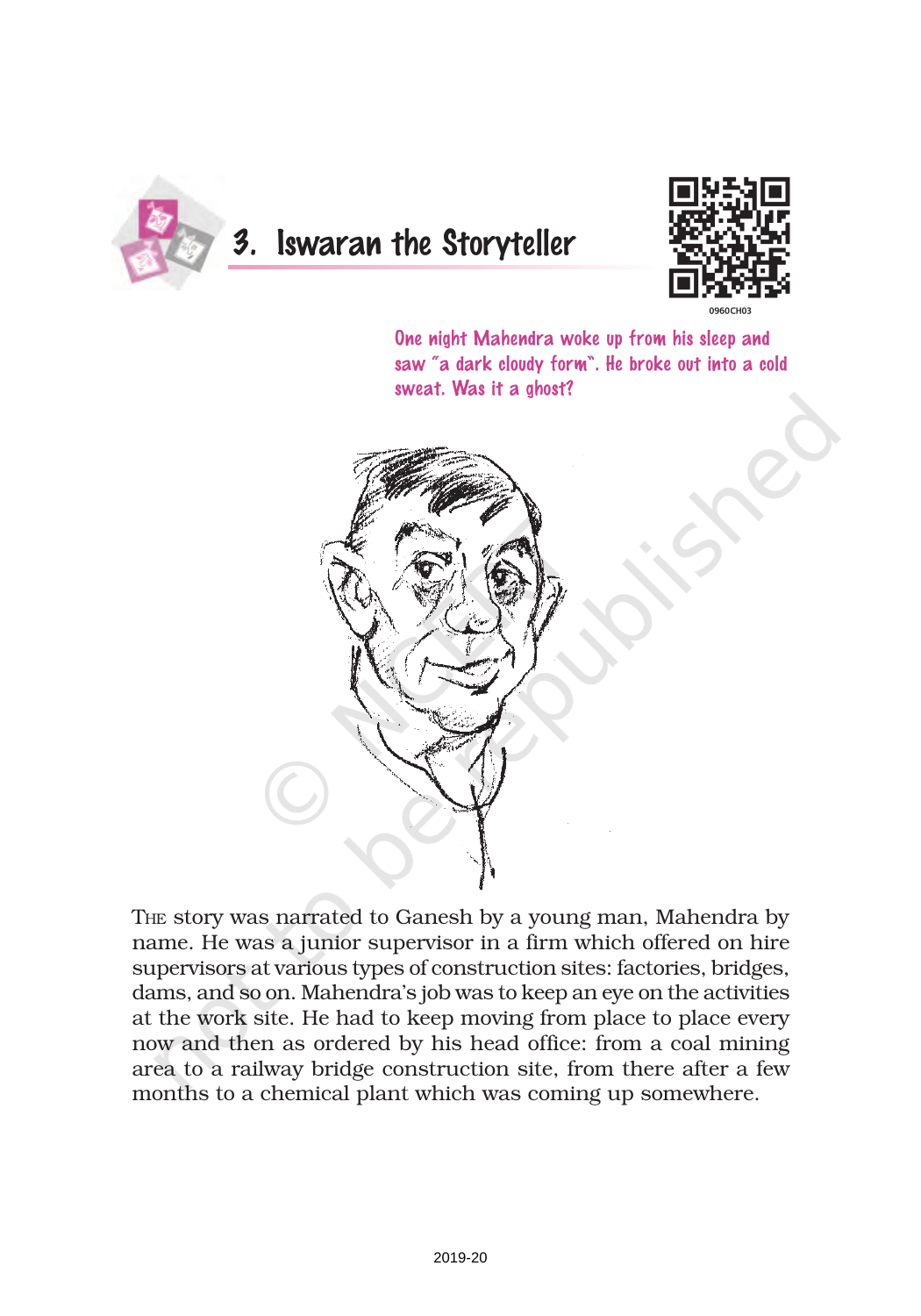# 3. Iswaran the Storyteller

*One night Mahendra woke up from his sleep and saw "a dark cloudy form". He broke out into a cold sweat. Was it a ghost?*

THE story was narrated to Ganesh by a young man, Mahendra by name. He was a junior supervisor in a firm which offered on hire supervisors at various types of construction sites: factories, bridges, dams, and so on. Mahendra's job was to keep an eye on the activities at the work site. He had to keep moving from place to place every now and then as ordered by his head office: from a coal mining area to a railway bridge construction site, from there after a few months to a chemical plant which was coming up somewhere.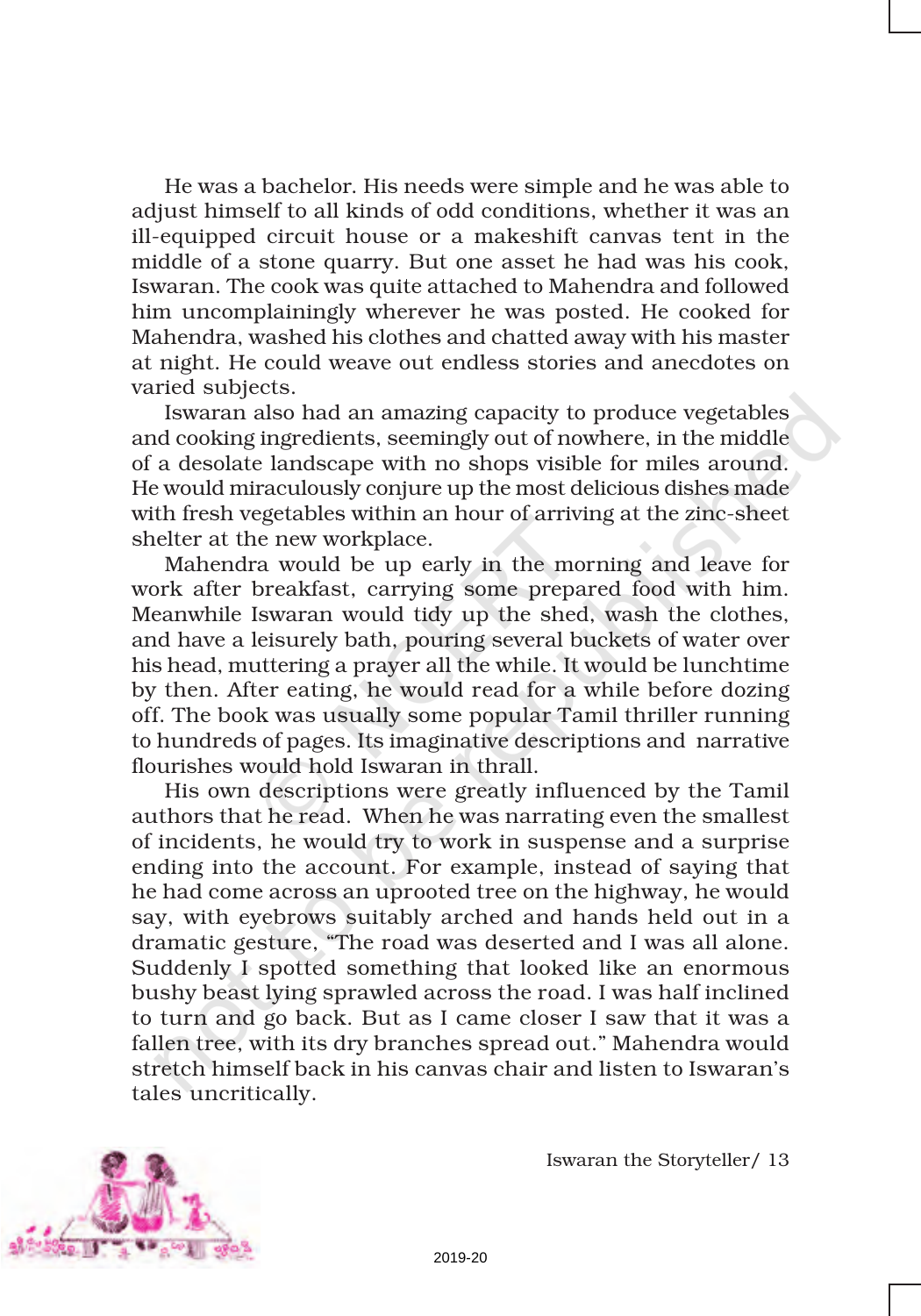He was a bachelor. His needs were simple and he was able to adjust himself to all kinds of odd conditions, whether it was an ill-equipped circuit house or a makeshift canvas tent in the middle of a stone quarry. But one asset he had was his cook, Iswaran. The cook was quite attached to Mahendra and followed him uncomplainingly wherever he was posted. He cooked for Mahendra, washed his clothes and chatted away with his master at night. He could weave out endless stories and anecdotes on varied subjects.

Iswaran also had an amazing capacity to produce vegetables and cooking ingredients, seemingly out of nowhere, in the middle of a desolate landscape with no shops visible for miles around. He would miraculously conjure up the most delicious dishes made with fresh vegetables within an hour of arriving at the zinc-sheet shelter at the new workplace.

Mahendra would be up early in the morning and leave for work after breakfast, carrying some prepared food with him. Meanwhile Iswaran would tidy up the shed, wash the clothes, and have a leisurely bath, pouring several buckets of water over his head, muttering a prayer all the while. It would be lunchtime by then. After eating, he would read for a while before dozing off. The book was usually some popular Tamil thriller running to hundreds of pages. Its imaginative descriptions and narrative flourishes would hold Iswaran in thrall.

His own descriptions were greatly influenced by the Tamil authors that he read. When he was narrating even the smallest of incidents, he would try to work in suspense and a surprise ending into the account. For example, instead of saying that he had come across an uprooted tree on the highway, he would say, with eyebrows suitably arched and hands held out in a dramatic gesture, "The road was deserted and I was all alone. Suddenly I spotted something that looked like an enormous bushy beast lying sprawled across the road. I was half inclined to turn and go back. But as I came closer I saw that it was a fallen tree, with its dry branches spread out." Mahendra would stretch himself back in his canvas chair and listen to Iswaran's tales uncritically.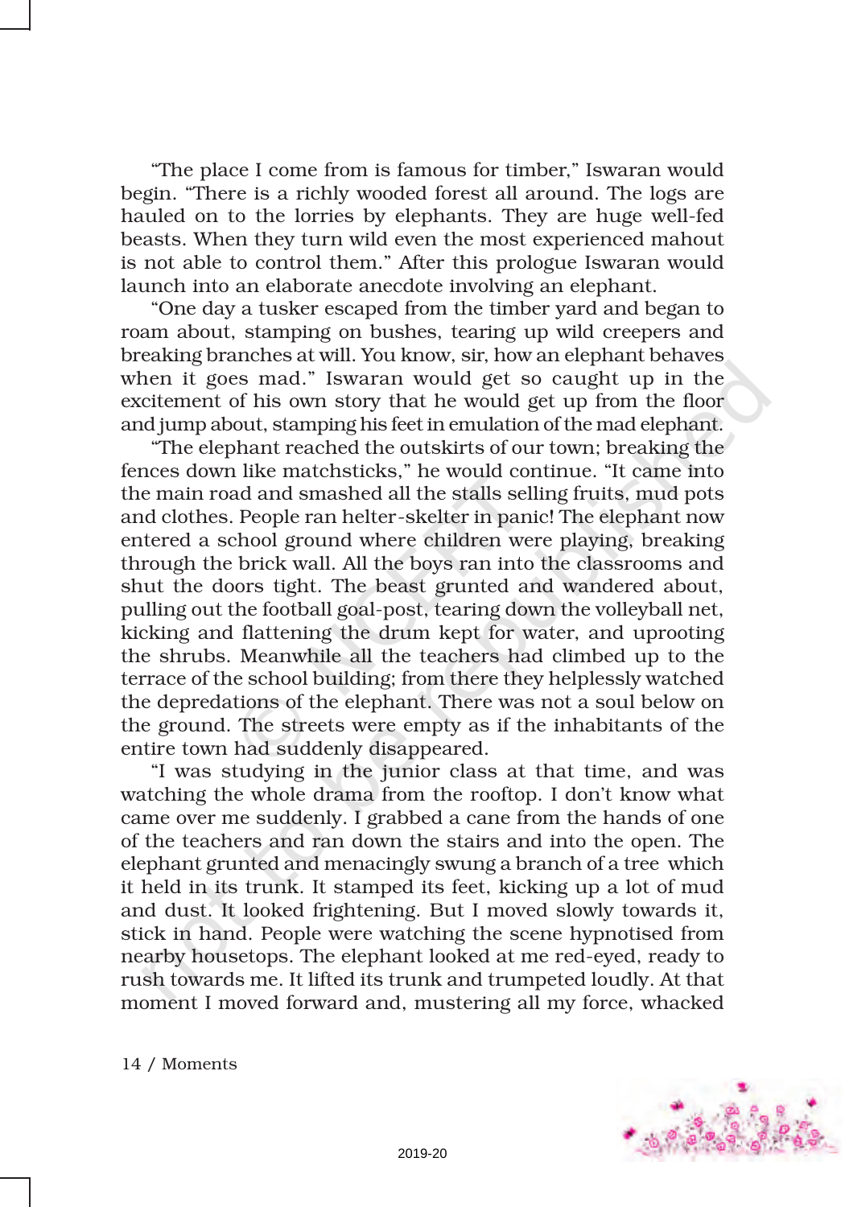"The place I come from is famous for timber," Iswaran would begin. "There is a richly wooded forest all around. The logs are hauled on to the lorries by elephants. They are huge well-fed beasts. When they turn wild even the most experienced mahout is not able to control them." After this prologue Iswaran would launch into an elaborate anecdote involving an elephant.

"One day a tusker escaped from the timber yard and began to roam about, stamping on bushes, tearing up wild creepers and breaking branches at will. You know, sir, how an elephant behaves when it goes mad." Iswaran would get so caught up in the excitement of his own story that he would get up from the floor and jump about, stamping his feet in emulation of the mad elephant.

"The elephant reached the outskirts of our town; breaking the fences down like matchsticks," he would continue. "It came into the main road and smashed all the stalls selling fruits, mud pots and clothes. People ran helter-skelter in panic! The elephant now entered a school ground where children were playing, breaking through the brick wall. All the boys ran into the classrooms and shut the doors tight. The beast grunted and wandered about, pulling out the football goal-post, tearing down the volleyball net, kicking and flattening the drum kept for water, and uprooting the shrubs. Meanwhile all the teachers had climbed up to the terrace of the school building; from there they helplessly watched the depredations of the elephant. There was not a soul below on the ground. The streets were empty as if the inhabitants of the entire town had suddenly disappeared.

"I was studying in the junior class at that time, and was watching the whole drama from the rooftop. I don't know what came over me suddenly. I grabbed a cane from the hands of one of the teachers and ran down the stairs and into the open. The elephant grunted and menacingly swung a branch of a tree which it held in its trunk. It stamped its feet, kicking up a lot of mud and dust. It looked frightening. But I moved slowly towards it, stick in hand. People were watching the scene hypnotised from nearby housetops. The elephant looked at me red-eyed, ready to rush towards me. It lifted its trunk and trumpeted loudly. At that moment I moved forward and, mustering all my force, whacked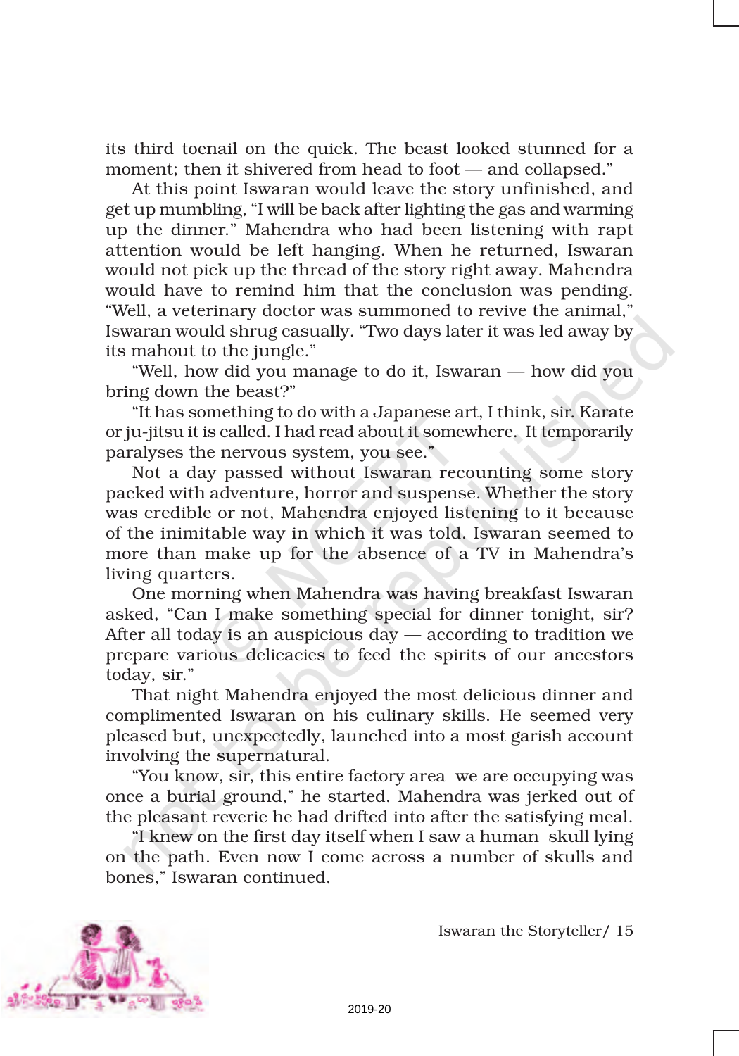its third toenail on the quick. The beast looked stunned for a moment; then it shivered from head to foot — and collapsed."

At this point Iswaran would leave the story unfinished, and get up mumbling, "I will be back after lighting the gas and warming up the dinner." Mahendra who had been listening with rapt attention would be left hanging. When he returned, Iswaran would not pick up the thread of the story right away. Mahendra would have to remind him that the conclusion was pending. "Well, a veterinary doctor was summoned to revive the animal," Iswaran would shrug casually. "Two days later it was led away by its mahout to the jungle."

"Well, how did you manage to do it, Iswaran — how did you bring down the beast?"

"It has something to do with a Japanese art, I think, sir. Karate or ju-jitsu it is called. I had read about it somewhere. It temporarily paralyses the nervous system, you see."

Not a day passed without Iswaran recounting some story packed with adventure, horror and suspense. Whether the story was credible or not, Mahendra enjoyed listening to it because of the inimitable way in which it was told. Iswaran seemed to more than make up for the absence of a TV in Mahendra's living quarters.

One morning when Mahendra was having breakfast Iswaran asked, "Can I make something special for dinner tonight, sir? After all today is an auspicious day — according to tradition we prepare various delicacies to feed the spirits of our ancestors today, sir."

That night Mahendra enjoyed the most delicious dinner and complimented Iswaran on his culinary skills. He seemed very pleased but, unexpectedly, launched into a most garish account involving the supernatural.

"You know, sir, this entire factory area we are occupying was once a burial ground," he started. Mahendra was jerked out of the pleasant reverie he had drifted into after the satisfying meal.

"I knew on the first day itself when I saw a human skull lying on the path. Even now I come across a number of skulls and bones," Iswaran continued.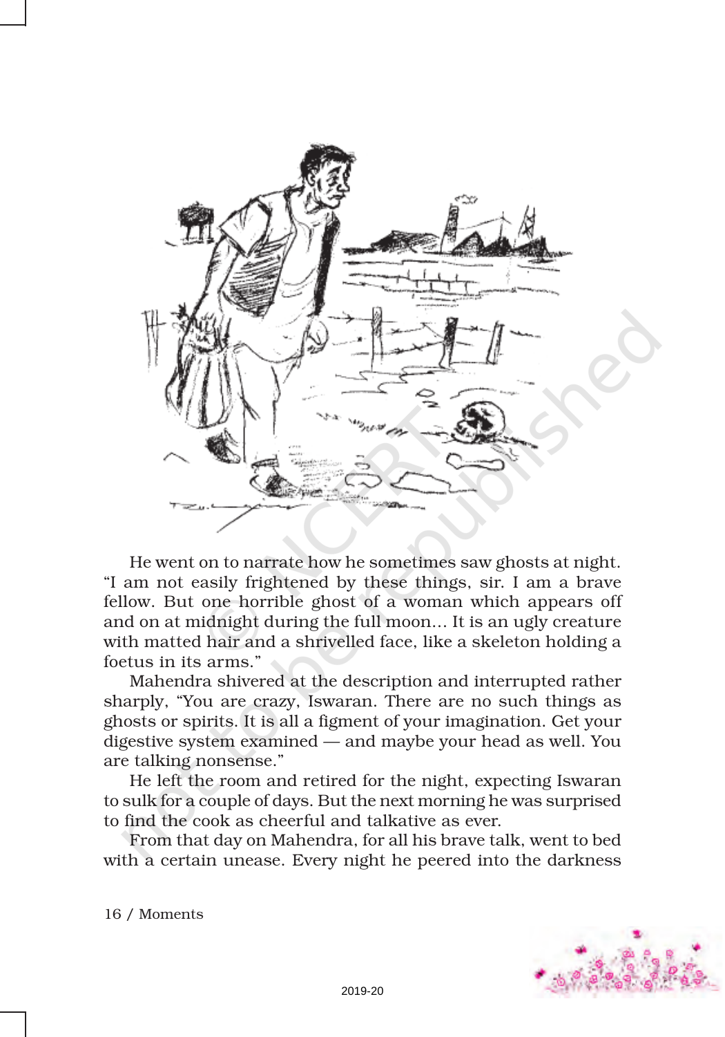He went on to narrate how he sometimes saw ghosts at night. “I am not easily frightened by these things, sir. I am a brave fellow. But one horrible ghost of a woman which appears off and on at midnight during the full moon… It is an ugly creature with matted hair and a shrivelled face, like a skeleton holding a foetus in its arms.”

Mahendra shivered at the description and interrupted rather sharply, “You are crazy, Iswaran. There are no such things as ghosts or spirits. It is all a figment of your imagination. Get your digestive system examined — and maybe your head as well. You are talking nonsense.”

He left the room and retired for the night, expecting Iswaran to sulk for a couple of days. But the next morning he was surprised to find the cook as cheerful and talkative as ever.

From that day on Mahendra, for all his brave talk, went to bed with a certain unease. Every night he peered into the darkness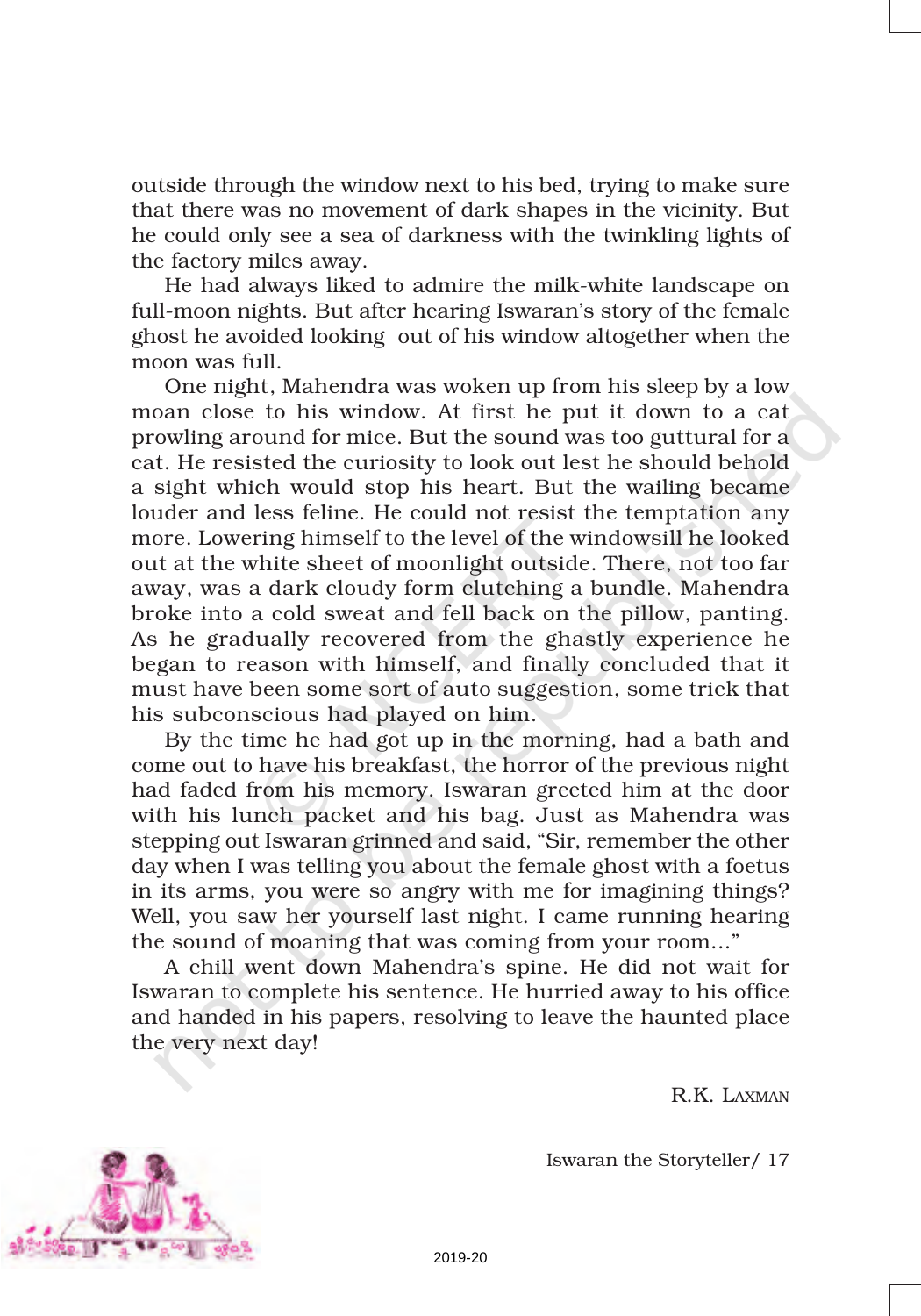outside through the window next to his bed, trying to make sure that there was no movement of dark shapes in the vicinity. But he could only see a sea of darkness with the twinkling lights of the factory miles away.

He had always liked to admire the milk-white landscape on full-moon nights. But after hearing Iswaran's story of the female ghost he avoided looking out of his window altogether when the moon was full.

One night, Mahendra was woken up from his sleep by a low moan close to his window. At first he put it down to a cat prowling around for mice. But the sound was too guttural for a cat. He resisted the curiosity to look out lest he should behold a sight which would stop his heart. But the wailing became louder and less feline. He could not resist the temptation any more. Lowering himself to the level of the windowsill he looked out at the white sheet of moonlight outside. There, not too far away, was a dark cloudy form clutching a bundle. Mahendra broke into a cold sweat and fell back on the pillow, panting. As he gradually recovered from the ghastly experience he began to reason with himself, and finally concluded that it must have been some sort of auto suggestion, some trick that his subconscious had played on him.

By the time he had got up in the morning, had a bath and come out to have his breakfast, the horror of the previous night had faded from his memory. Iswaran greeted him at the door with his lunch packet and his bag. Just as Mahendra was stepping out Iswaran grinned and said, "Sir, remember the other day when I was telling you about the female ghost with a foetus in its arms, you were so angry with me for imagining things? Well, you saw her yourself last night. I came running hearing the sound of moaning that was coming from your room..."

A chill went down Mahendra's spine. He did not wait for Iswaran to complete his sentence. He hurried away to his office and handed in his papers, resolving to leave the haunted place the very next day!

R.K. LAXMAN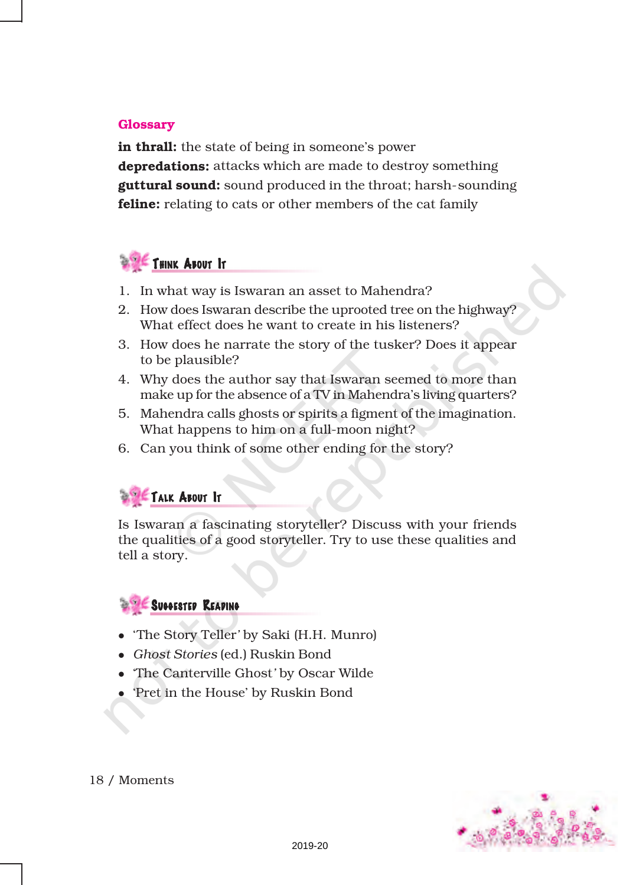## Glossary

**in thrall:** the state of being in someone's power
**depredations:** attacks which are made to destroy something
**guttural sound:** sound produced in the throat; harsh-sounding
**feline:** relating to cats or other members of the cat family

## Think About It

1. In what way is Iswaran an asset to Mahendra?
2. How does Iswaran describe the uprooted tree on the highway? What effect does he want to create in his listeners?
3. How does he narrate the story of the tusker? Does it appear to be plausible?
4. Why does the author say that Iswaran seemed to more than make up for the absence of a TV in Mahendra's living quarters?
5. Mahendra calls ghosts or spirits a figment of the imagination. What happens to him on a full-moon night?
6. Can you think of some other ending for the story?

## Talk About It

Is Iswaran a fascinating storyteller? Discuss with your friends the qualities of a good storyteller. Try to use these qualities and tell a story.

## Suggested Reading

- 'The Story Teller' by Saki (H.H. Munro)
- *Ghost Stories* (ed.) Ruskin Bond
- 'The Canterville Ghost' by Oscar Wilde
- 'Pret in the House' by Ruskin Bond